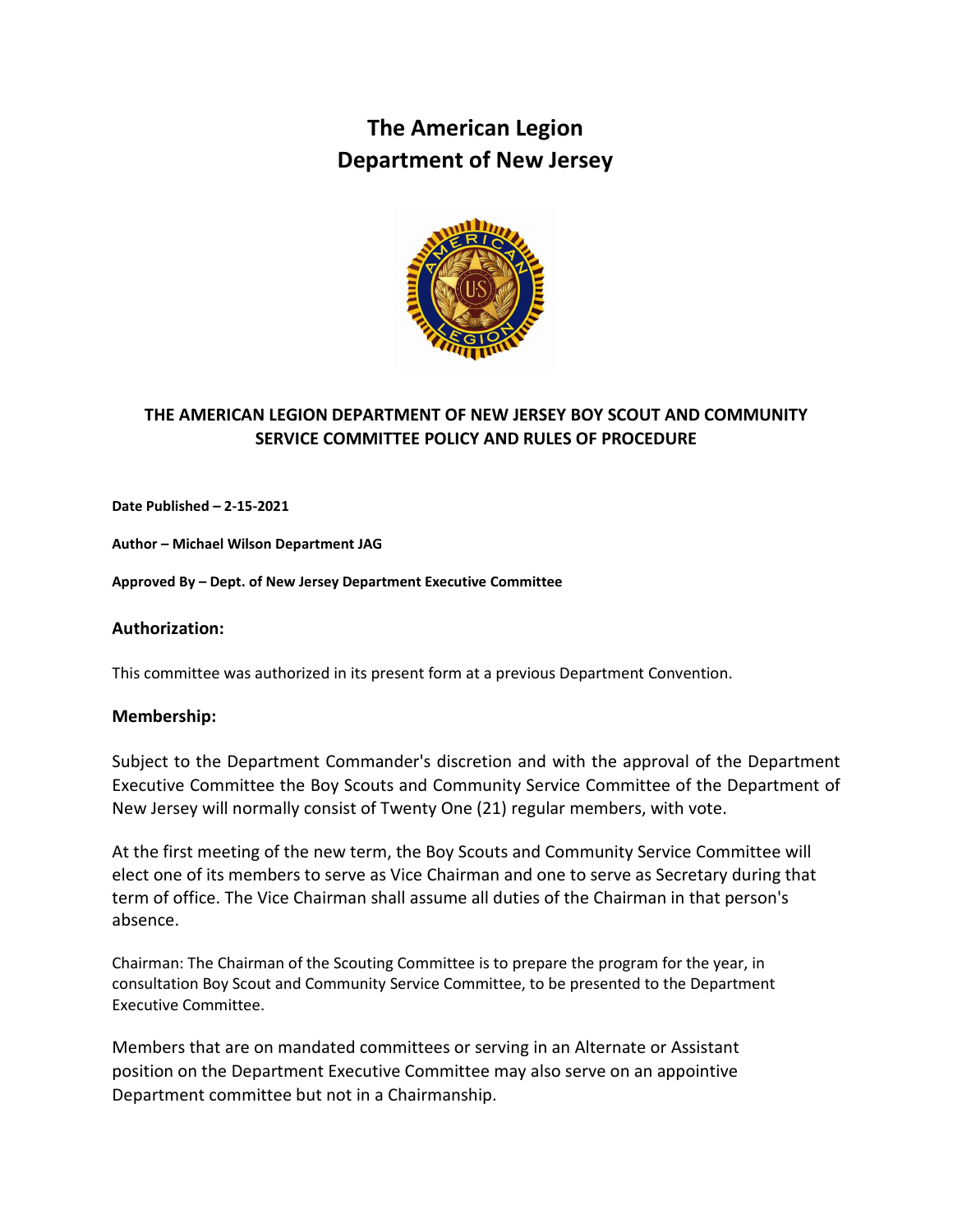# The American Legion
# Department of New Jersey

## THE AMERICAN LEGION DEPARTMENT OF NEW JERSEY BOY SCOUT AND COMMUNITY SERVICE COMMITTEE POLICY AND RULES OF PROCEDURE

**Date Published – 2-15-2021**

**Author – Michael Wilson Department JAG**

**Approved By – Dept. of New Jersey Department Executive Committee**

### Authorization:

This committee was authorized in its present form at a previous Department Convention.

### Membership:

Subject to the Department Commander's discretion and with the approval of the Department Executive Committee the Boy Scouts and Community Service Committee of the Department of New Jersey will normally consist of Twenty One (21) regular members, with vote.

At the first meeting of the new term, the Boy Scouts and Community Service Committee will elect one of its members to serve as Vice Chairman and one to serve as Secretary during that term of office. The Vice Chairman shall assume all duties of the Chairman in that person's absence.

Chairman: The Chairman of the Scouting Committee is to prepare the program for the year, in consultation Boy Scout and Community Service Committee, to be presented to the Department Executive Committee.

Members that are on mandated committees or serving in an Alternate or Assistant position on the Department Executive Committee may also serve on an appointive Department committee but not in a Chairmanship.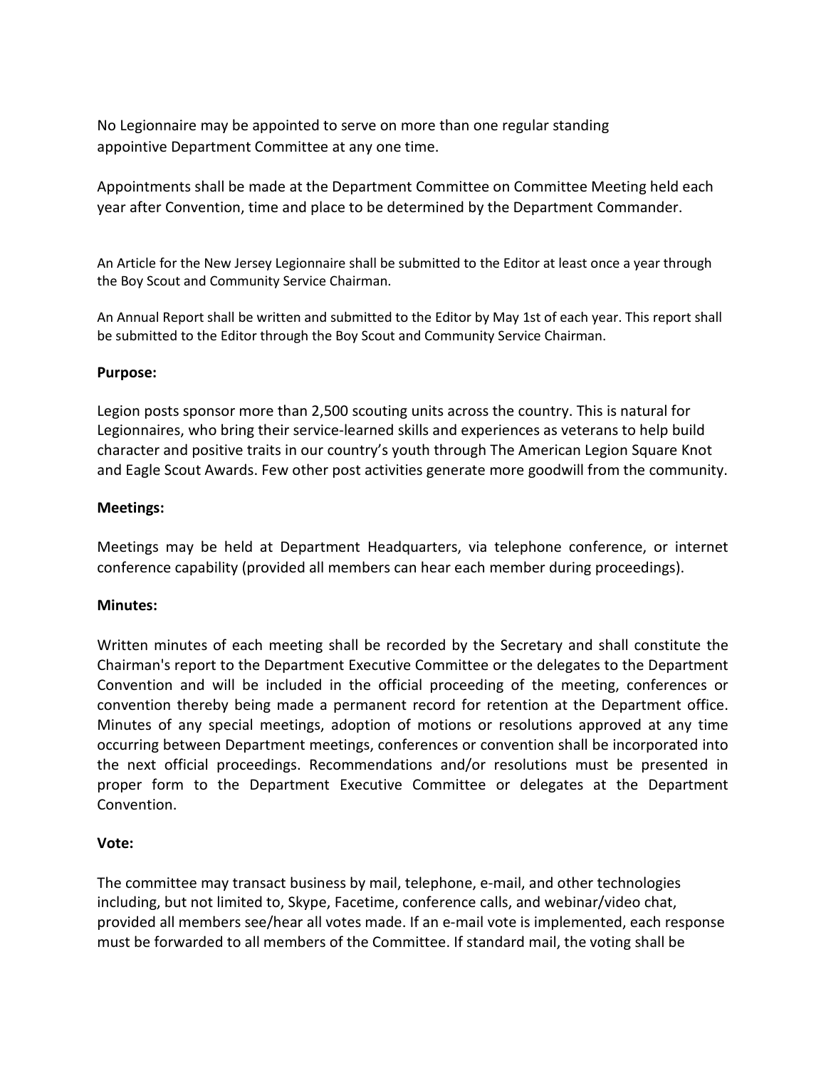No Legionnaire may be appointed to serve on more than one regular standing appointive Department Committee at any one time.

Appointments shall be made at the Department Committee on Committee Meeting held each year after Convention, time and place to be determined by the Department Commander.

An Article for the New Jersey Legionnaire shall be submitted to the Editor at least once a year through the Boy Scout and Community Service Chairman.

An Annual Report shall be written and submitted to the Editor by May 1st of each year. This report shall be submitted to the Editor through the Boy Scout and Community Service Chairman.

**Purpose:**

Legion posts sponsor more than 2,500 scouting units across the country. This is natural for Legionnaires, who bring their service-learned skills and experiences as veterans to help build character and positive traits in our country's youth through The American Legion Square Knot and Eagle Scout Awards. Few other post activities generate more goodwill from the community.

**Meetings:**

Meetings may be held at Department Headquarters, via telephone conference, or internet conference capability (provided all members can hear each member during proceedings).

**Minutes:**

Written minutes of each meeting shall be recorded by the Secretary and shall constitute the Chairman's report to the Department Executive Committee or the delegates to the Department Convention and will be included in the official proceeding of the meeting, conferences or convention thereby being made a permanent record for retention at the Department office. Minutes of any special meetings, adoption of motions or resolutions approved at any time occurring between Department meetings, conferences or convention shall be incorporated into the next official proceedings. Recommendations and/or resolutions must be presented in proper form to the Department Executive Committee or delegates at the Department Convention.

**Vote:**

The committee may transact business by mail, telephone, e-mail, and other technologies including, but not limited to, Skype, Facetime, conference calls, and webinar/video chat, provided all members see/hear all votes made. If an e-mail vote is implemented, each response must be forwarded to all members of the Committee. If standard mail, the voting shall be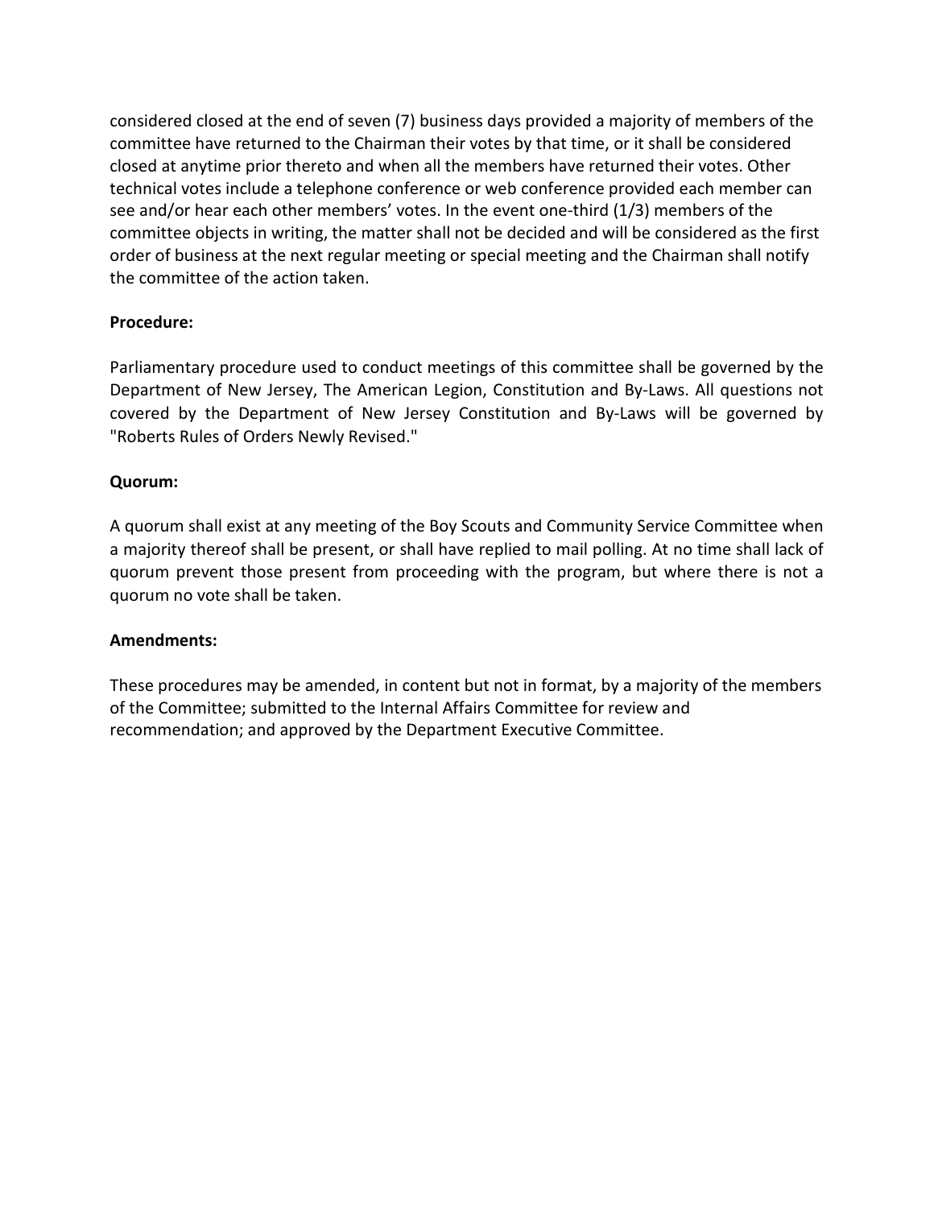considered closed at the end of seven (7) business days provided a majority of members of the committee have returned to the Chairman their votes by that time, or it shall be considered closed at anytime prior thereto and when all the members have returned their votes. Other technical votes include a telephone conference or web conference provided each member can see and/or hear each other members' votes. In the event one-third (1/3) members of the committee objects in writing, the matter shall not be decided and will be considered as the first order of business at the next regular meeting or special meeting and the Chairman shall notify the committee of the action taken.

**Procedure:**

Parliamentary procedure used to conduct meetings of this committee shall be governed by the Department of New Jersey, The American Legion, Constitution and By-Laws. All questions not covered by the Department of New Jersey Constitution and By-Laws will be governed by "Roberts Rules of Orders Newly Revised."

**Quorum:**

A quorum shall exist at any meeting of the Boy Scouts and Community Service Committee when a majority thereof shall be present, or shall have replied to mail polling. At no time shall lack of quorum prevent those present from proceeding with the program, but where there is not a quorum no vote shall be taken.

**Amendments:**

These procedures may be amended, in content but not in format, by a majority of the members of the Committee; submitted to the Internal Affairs Committee for review and recommendation; and approved by the Department Executive Committee.